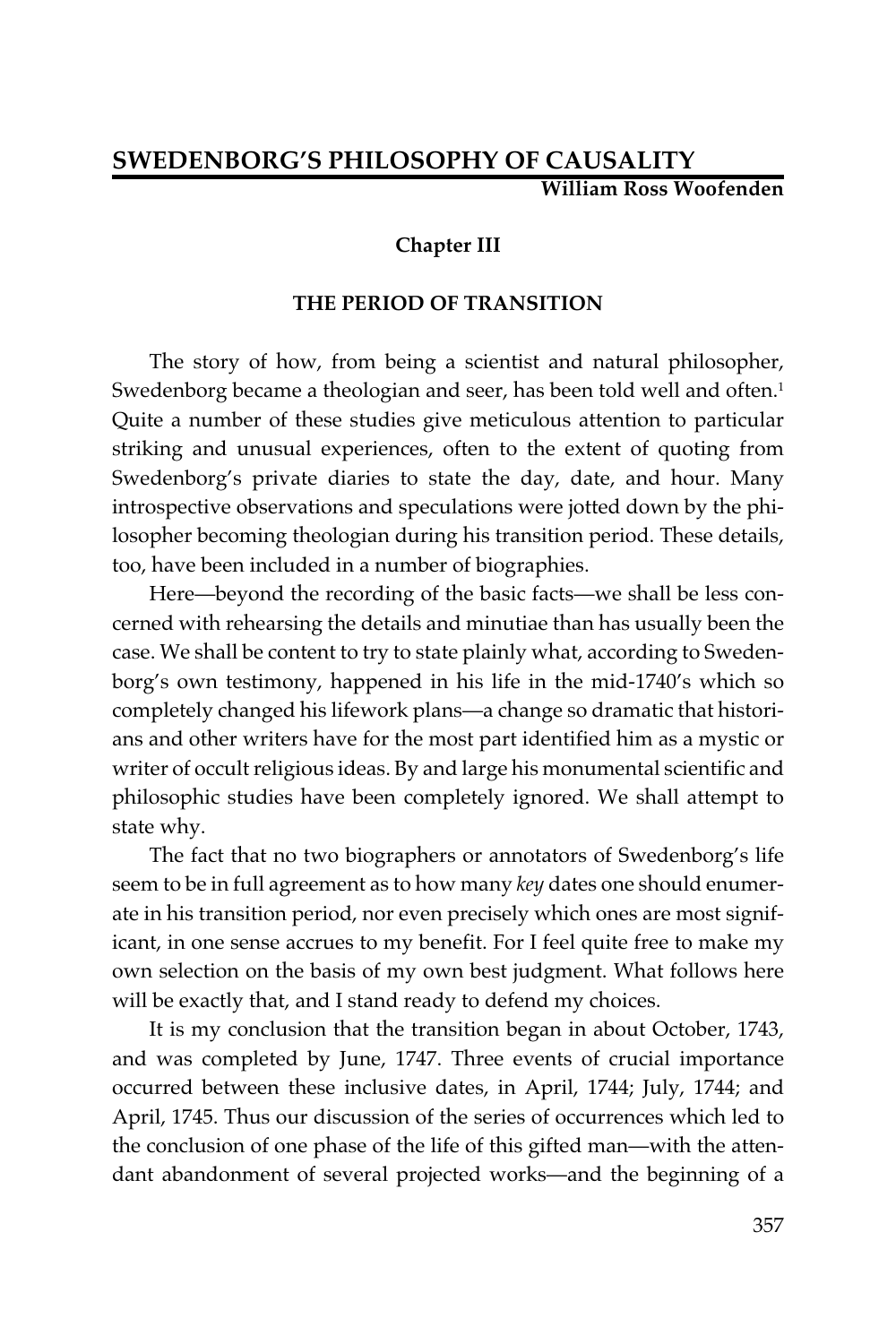# SWEDENBORG'S PHILOSOPHY OF CAUSALITY

**William Ross Woofenden**

## Chapter III

### THE PERIOD OF TRANSITION

The story of how, from being a scientist and natural philosopher, Swedenborg became a theologian and seer, has been told well and often.[1] Quite a number of these studies give meticulous attention to particular striking and unusual experiences, often to the extent of quoting from Swedenborg's private diaries to state the day, date, and hour. Many introspective observations and speculations were jotted down by the philosopher becoming theologian during his transition period. These details, too, have been included in a number of biographies.

Here—beyond the recording of the basic facts—we shall be less concerned with rehearsing the details and minutiae than has usually been the case. We shall be content to try to state plainly what, according to Swedenborg's own testimony, happened in his life in the mid-1740's which so completely changed his lifework plans—a change so dramatic that historians and other writers have for the most part identified him as a mystic or writer of occult religious ideas. By and large his monumental scientific and philosophic studies have been completely ignored. We shall attempt to state why.

The fact that no two biographers or annotators of Swedenborg's life seem to be in full agreement as to how many *key* dates one should enumerate in his transition period, nor even precisely which ones are most significant, in one sense accrues to my benefit. For I feel quite free to make my own selection on the basis of my own best judgment. What follows here will be exactly that, and I stand ready to defend my choices.

It is my conclusion that the transition began in about October, 1743, and was completed by June, 1747. Three events of crucial importance occurred between these inclusive dates, in April, 1744; July, 1744; and April, 1745. Thus our discussion of the series of occurrences which led to the conclusion of one phase of the life of this gifted man—with the attendant abandonment of several projected works—and the beginning of a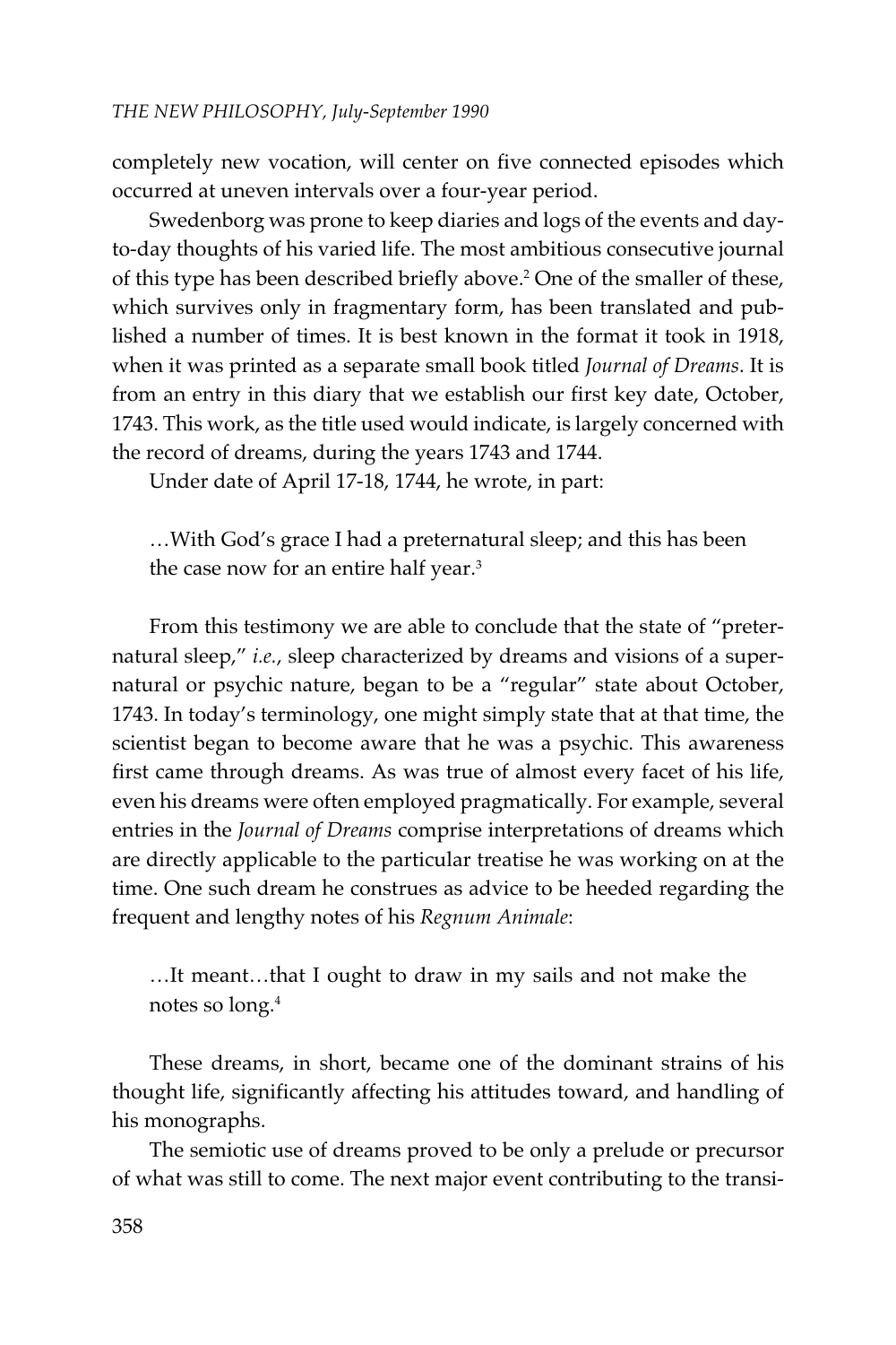completely new vocation, will center on five connected episodes which occurred at uneven intervals over a four-year period.

Swedenborg was prone to keep diaries and logs of the events and day-to-day thoughts of his varied life. The most ambitious consecutive journal of this type has been described briefly above.[2] One of the smaller of these, which survives only in fragmentary form, has been translated and published a number of times. It is best known in the format it took in 1918, when it was printed as a separate small book titled *Journal of Dreams*. It is from an entry in this diary that we establish our first key date, October, 1743. This work, as the title used would indicate, is largely concerned with the record of dreams, during the years 1743 and 1744.

Under date of April 17-18, 1744, he wrote, in part:

> …With God's grace I had a preternatural sleep; and this has been the case now for an entire half year.[3]

From this testimony we are able to conclude that the state of "preternatural sleep," *i.e.*, sleep characterized by dreams and visions of a supernatural or psychic nature, began to be a "regular" state about October, 1743. In today's terminology, one might simply state that at that time, the scientist began to become aware that he was a psychic. This awareness first came through dreams. As was true of almost every facet of his life, even his dreams were often employed pragmatically. For example, several entries in the *Journal of Dreams* comprise interpretations of dreams which are directly applicable to the particular treatise he was working on at the time. One such dream he construes as advice to be heeded regarding the frequent and lengthy notes of his *Regnum Animale*:

> …It meant…that I ought to draw in my sails and not make the notes so long.[4]

These dreams, in short, became one of the dominant strains of his thought life, significantly affecting his attitudes toward, and handling of his monographs.

The semiotic use of dreams proved to be only a prelude or precursor of what was still to come. The next major event contributing to the transi-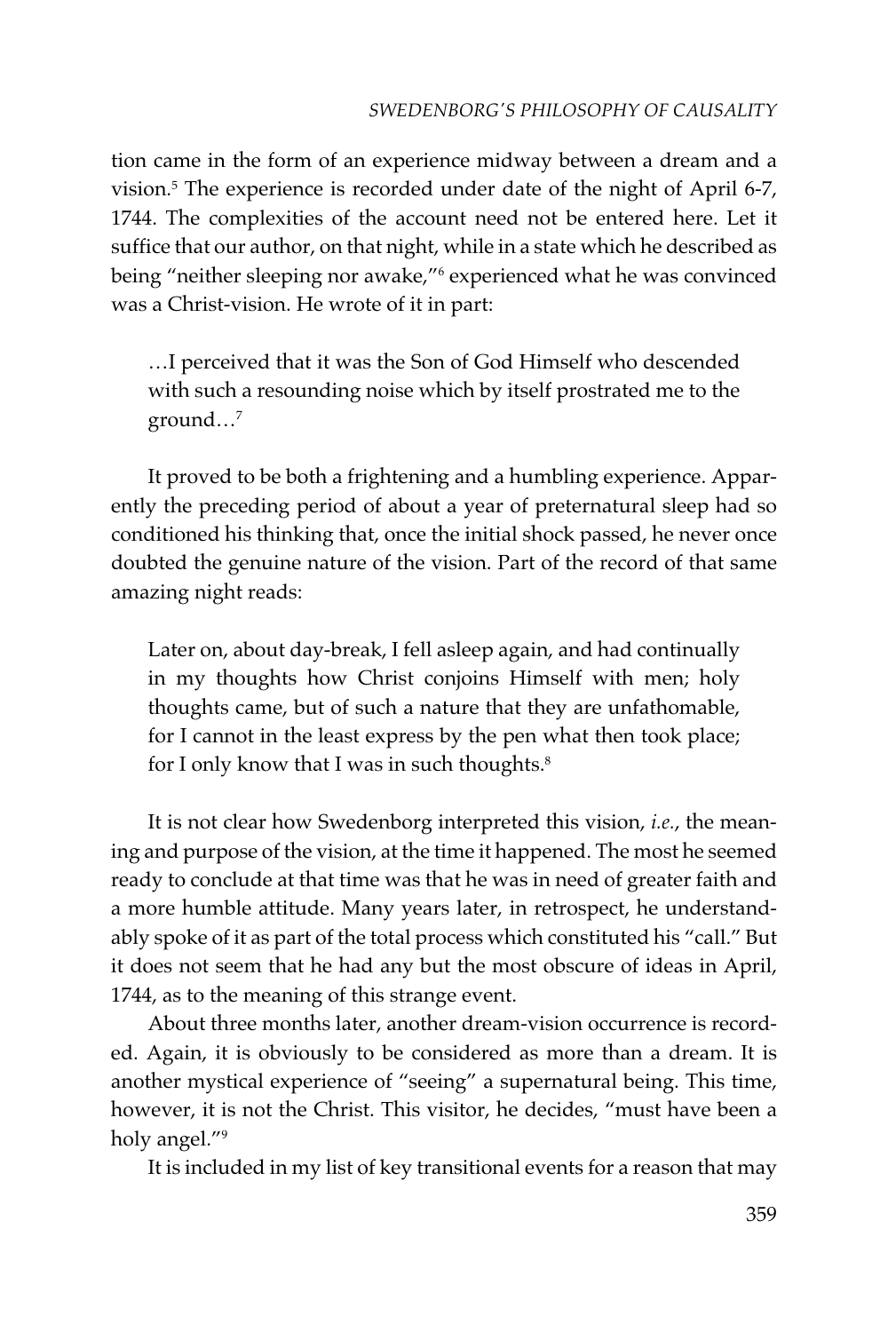tion came in the form of an experience midway between a dream and a vision.[5] The experience is recorded under date of the night of April 6-7, 1744. The complexities of the account need not be entered here. Let it suffice that our author, on that night, while in a state which he described as being "neither sleeping nor awake,"[6] experienced what he was convinced was a Christ-vision. He wrote of it in part:

> …I perceived that it was the Son of God Himself who descended with such a resounding noise which by itself prostrated me to the ground…[7]

It proved to be both a frightening and a humbling experience. Apparently the preceding period of about a year of preternatural sleep had so conditioned his thinking that, once the initial shock passed, he never once doubted the genuine nature of the vision. Part of the record of that same amazing night reads:

> Later on, about day-break, I fell asleep again, and had continually in my thoughts how Christ conjoins Himself with men; holy thoughts came, but of such a nature that they are unfathomable, for I cannot in the least express by the pen what then took place; for I only know that I was in such thoughts.[8]

It is not clear how Swedenborg interpreted this vision, *i.e.*, the meaning and purpose of the vision, at the time it happened. The most he seemed ready to conclude at that time was that he was in need of greater faith and a more humble attitude. Many years later, in retrospect, he understandably spoke of it as part of the total process which constituted his "call." But it does not seem that he had any but the most obscure of ideas in April, 1744, as to the meaning of this strange event.

About three months later, another dream-vision occurrence is recorded. Again, it is obviously to be considered as more than a dream. It is another mystical experience of "seeing" a supernatural being. This time, however, it is not the Christ. This visitor, he decides, "must have been a holy angel."[9]

It is included in my list of key transitional events for a reason that may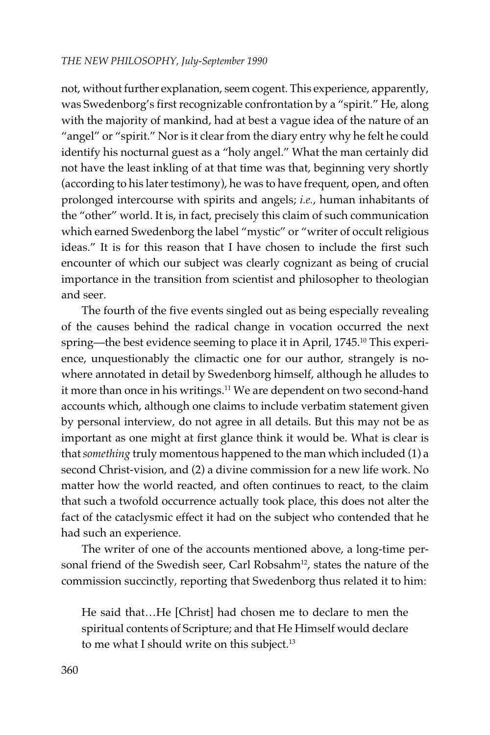not, without further explanation, seem cogent. This experience, apparently, was Swedenborg's first recognizable confrontation by a "spirit." He, along with the majority of mankind, had at best a vague idea of the nature of an "angel" or "spirit." Nor is it clear from the diary entry why he felt he could identify his nocturnal guest as a "holy angel." What the man certainly did not have the least inkling of at that time was that, beginning very shortly (according to his later testimony), he was to have frequent, open, and often prolonged intercourse with spirits and angels; *i.e.*, human inhabitants of the "other" world. It is, in fact, precisely this claim of such communication which earned Swedenborg the label "mystic" or "writer of occult religious ideas." It is for this reason that I have chosen to include the first such encounter of which our subject was clearly cognizant as being of crucial importance in the transition from scientist and philosopher to theologian and seer.

The fourth of the five events singled out as being especially revealing of the causes behind the radical change in vocation occurred the next spring—the best evidence seeming to place it in April, 1745.[10] This experience, unquestionably the climactic one for our author, strangely is nowhere annotated in detail by Swedenborg himself, although he alludes to it more than once in his writings.[11] We are dependent on two second-hand accounts which, although one claims to include verbatim statement given by personal interview, do not agree in all details. But this may not be as important as one might at first glance think it would be. What is clear is that *something* truly momentous happened to the man which included (1) a second Christ-vision, and (2) a divine commission for a new life work. No matter how the world reacted, and often continues to react, to the claim that such a twofold occurrence actually took place, this does not alter the fact of the cataclysmic effect it had on the subject who contended that he had such an experience.

The writer of one of the accounts mentioned above, a long-time personal friend of the Swedish seer, Carl Robsahm[12], states the nature of the commission succinctly, reporting that Swedenborg thus related it to him:

> He said that…He [Christ] had chosen me to declare to men the spiritual contents of Scripture; and that He Himself would declare to me what I should write on this subject.[13]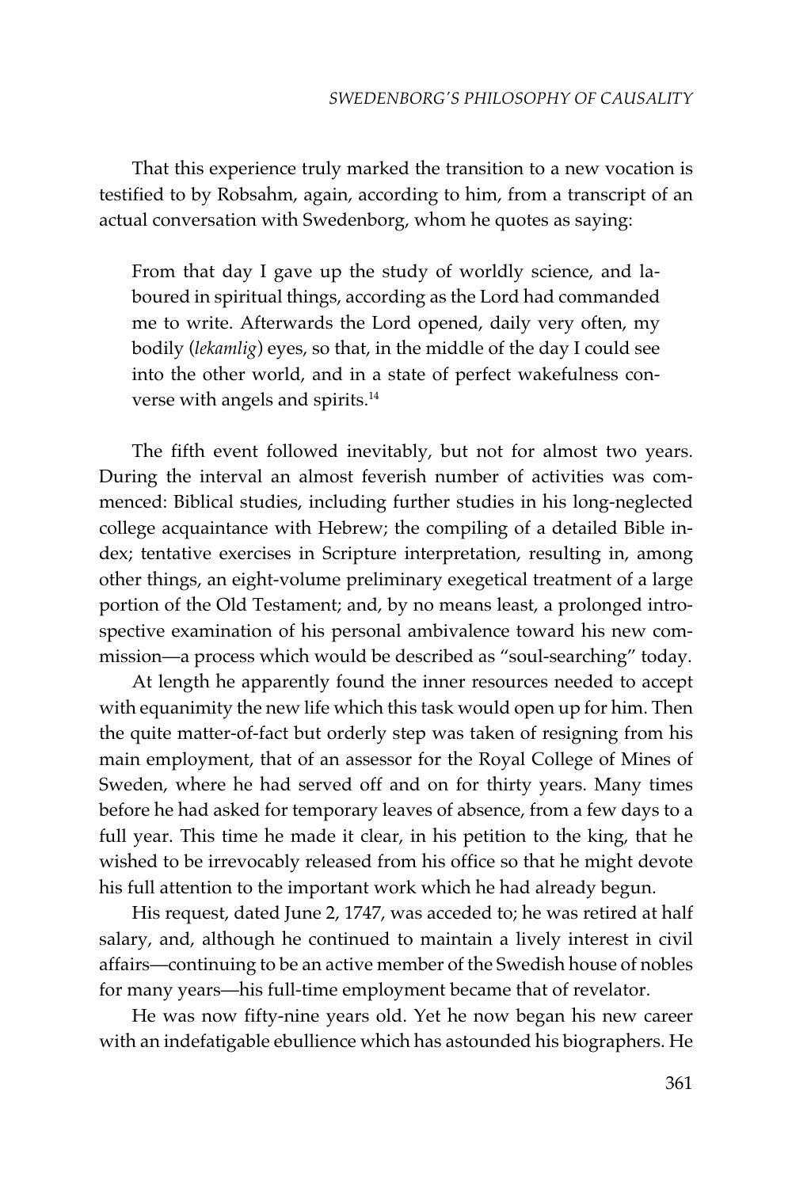That this experience truly marked the transition to a new vocation is testified to by Robsahm, again, according to him, from a transcript of an actual conversation with Swedenborg, whom he quotes as saying:

> From that day I gave up the study of worldly science, and laboured in spiritual things, according as the Lord had commanded me to write. Afterwards the Lord opened, daily very often, my bodily (*lekamlig*) eyes, so that, in the middle of the day I could see into the other world, and in a state of perfect wakefulness converse with angels and spirits.[14]

The fifth event followed inevitably, but not for almost two years. During the interval an almost feverish number of activities was commenced: Biblical studies, including further studies in his long-neglected college acquaintance with Hebrew; the compiling of a detailed Bible index; tentative exercises in Scripture interpretation, resulting in, among other things, an eight-volume preliminary exegetical treatment of a large portion of the Old Testament; and, by no means least, a prolonged introspective examination of his personal ambivalence toward his new commission—a process which would be described as "soul-searching" today.

At length he apparently found the inner resources needed to accept with equanimity the new life which this task would open up for him. Then the quite matter-of-fact but orderly step was taken of resigning from his main employment, that of an assessor for the Royal College of Mines of Sweden, where he had served off and on for thirty years. Many times before he had asked for temporary leaves of absence, from a few days to a full year. This time he made it clear, in his petition to the king, that he wished to be irrevocably released from his office so that he might devote his full attention to the important work which he had already begun.

His request, dated June 2, 1747, was acceded to; he was retired at half salary, and, although he continued to maintain a lively interest in civil affairs—continuing to be an active member of the Swedish house of nobles for many years—his full-time employment became that of revelator.

He was now fifty-nine years old. Yet he now began his new career with an indefatigable ebullience which has astounded his biographers. He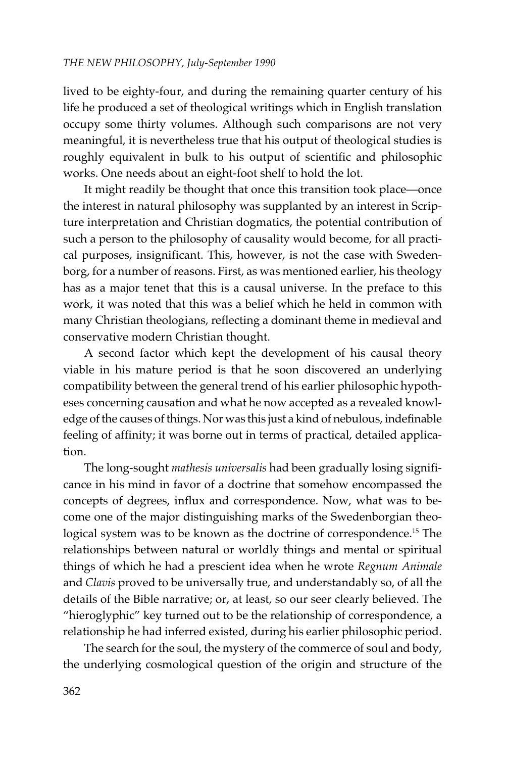lived to be eighty-four, and during the remaining quarter century of his life he produced a set of theological writings which in English translation occupy some thirty volumes. Although such comparisons are not very meaningful, it is nevertheless true that his output of theological studies is roughly equivalent in bulk to his output of scientific and philosophic works. One needs about an eight-foot shelf to hold the lot.

It might readily be thought that once this transition took place—once the interest in natural philosophy was supplanted by an interest in Scripture interpretation and Christian dogmatics, the potential contribution of such a person to the philosophy of causality would become, for all practical purposes, insignificant. This, however, is not the case with Swedenborg, for a number of reasons. First, as was mentioned earlier, his theology has as a major tenet that this is a causal universe. In the preface to this work, it was noted that this was a belief which he held in common with many Christian theologians, reflecting a dominant theme in medieval and conservative modern Christian thought.

A second factor which kept the development of his causal theory viable in his mature period is that he soon discovered an underlying compatibility between the general trend of his earlier philosophic hypotheses concerning causation and what he now accepted as a revealed knowledge of the causes of things. Nor was this just a kind of nebulous, indefinable feeling of affinity; it was borne out in terms of practical, detailed application.

The long-sought *mathesis universalis* had been gradually losing significance in his mind in favor of a doctrine that somehow encompassed the concepts of degrees, influx and correspondence. Now, what was to become one of the major distinguishing marks of the Swedenborgian theological system was to be known as the doctrine of correspondence.[15] The relationships between natural or worldly things and mental or spiritual things of which he had a prescient idea when he wrote *Regnum Animale* and *Clavis* proved to be universally true, and understandably so, of all the details of the Bible narrative; or, at least, so our seer clearly believed. The "hieroglyphic" key turned out to be the relationship of correspondence, a relationship he had inferred existed, during his earlier philosophic period.

The search for the soul, the mystery of the commerce of soul and body, the underlying cosmological question of the origin and structure of the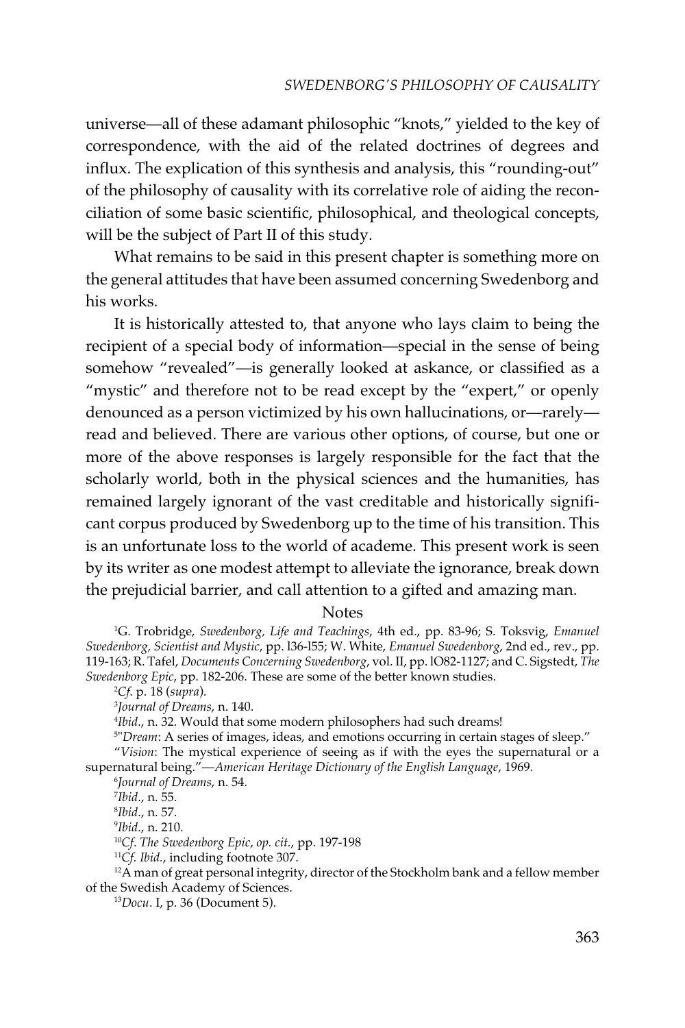universe—all of these adamant philosophic "knots," yielded to the key of correspondence, with the aid of the related doctrines of degrees and influx. The explication of this synthesis and analysis, this "rounding-out" of the philosophy of causality with its correlative role of aiding the reconciliation of some basic scientific, philosophical, and theological concepts, will be the subject of Part II of this study.

What remains to be said in this present chapter is something more on the general attitudes that have been assumed concerning Swedenborg and his works.

It is historically attested to, that anyone who lays claim to being the recipient of a special body of information—special in the sense of being somehow "revealed"—is generally looked at askance, or classified as a "mystic" and therefore not to be read except by the "expert," or openly denounced as a person victimized by his own hallucinations, or—rarely—read and believed. There are various other options, of course, but one or more of the above responses is largely responsible for the fact that the scholarly world, both in the physical sciences and the humanities, has remained largely ignorant of the vast creditable and historically significant corpus produced by Swedenborg up to the time of his transition. This is an unfortunate loss to the world of academe. This present work is seen by its writer as one modest attempt to alleviate the ignorance, break down the prejudicial barrier, and call attention to a gifted and amazing man.

## Notes

[1] G. Trobridge, *Swedenborg, Life and Teachings*, 4th ed., pp. 83-96; S. Toksvig, *Emanuel Swedenborg, Scientist and Mystic*, pp. l36-l55; W. White, *Emanuel Swedenborg*, 2nd ed., rev., pp. 119-163; R. Tafel, *Documents Concerning Swedenborg*, vol. II, pp. lO82-1127; and C. Sigstedt, *The Swedenborg Epic*, pp. 182-206. These are some of the better known studies.

[2] *Cf.* p. 18 (*supra*).

[3] *Journal of Dreams*, n. 140.

[4] *Ibid*., n. 32. Would that some modern philosophers had such dreams!

[5] "*Dream*: A series of images, ideas, and emotions occurring in certain stages of sleep."

"*Vision*: The mystical experience of seeing as if with the eyes the supernatural or a supernatural being."—*American Heritage Dictionary of the English Language*, 1969.

[6] *Journal of Dreams*, n. 54.

[7] *Ibid*., n. 55.

[8] *Ibid*., n. 57.

[9] *Ibid*., n. 210.

[10] *Cf*. *The Swedenborg Epic*, *op. cit*., pp. 197-198

[11] *Cf. Ibid.*, including footnote 307.

[12] A man of great personal integrity, director of the Stockholm bank and a fellow member of the Swedish Academy of Sciences.

[13] *Docu*. I, p. 36 (Document 5).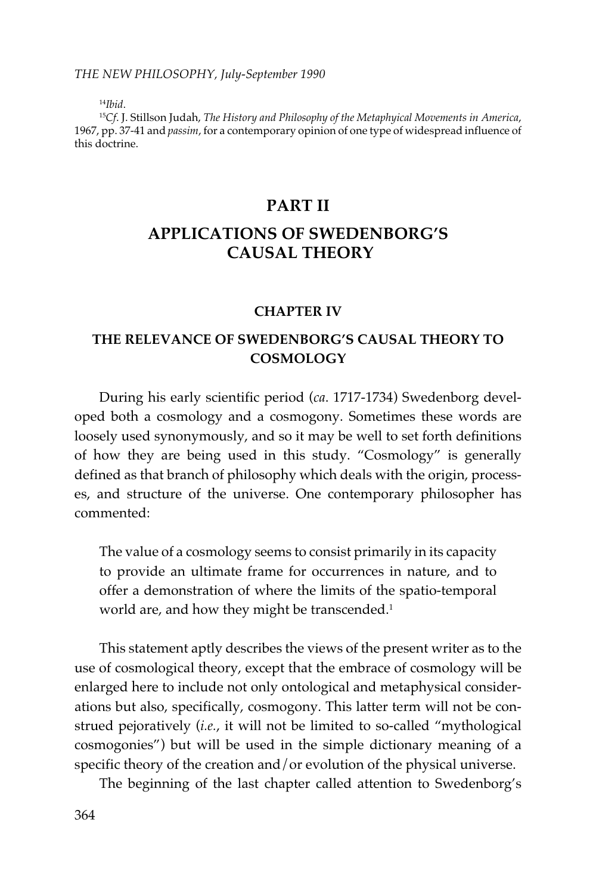[14]*Ibid.*

[15]*Cf.* J. Stillson Judah, *The History and Philosophy of the Metaphyical Movements in America*, 1967, pp. 37-41 and *passim*, for a contemporary opinion of one type of widespread influence of this doctrine.

# PART II

# APPLICATIONS OF SWEDENBORG'S CAUSAL THEORY

## CHAPTER IV

## THE RELEVANCE OF SWEDENBORG'S CAUSAL THEORY TO COSMOLOGY

During his early scientific period (*ca*. 1717-1734) Swedenborg developed both a cosmology and a cosmogony. Sometimes these words are loosely used synonymously, and so it may be well to set forth definitions of how they are being used in this study. "Cosmology" is generally defined as that branch of philosophy which deals with the origin, processes, and structure of the universe. One contemporary philosopher has commented:

> The value of a cosmology seems to consist primarily in its capacity to provide an ultimate frame for occurrences in nature, and to offer a demonstration of where the limits of the spatio-temporal world are, and how they might be transcended.[1]

This statement aptly describes the views of the present writer as to the use of cosmological theory, except that the embrace of cosmology will be enlarged here to include not only ontological and metaphysical considerations but also, specifically, cosmogony. This latter term will not be construed pejoratively (*i.e.*, it will not be limited to so-called "mythological cosmogonies") but will be used in the simple dictionary meaning of a specific theory of the creation and/or evolution of the physical universe.

The beginning of the last chapter called attention to Swedenborg's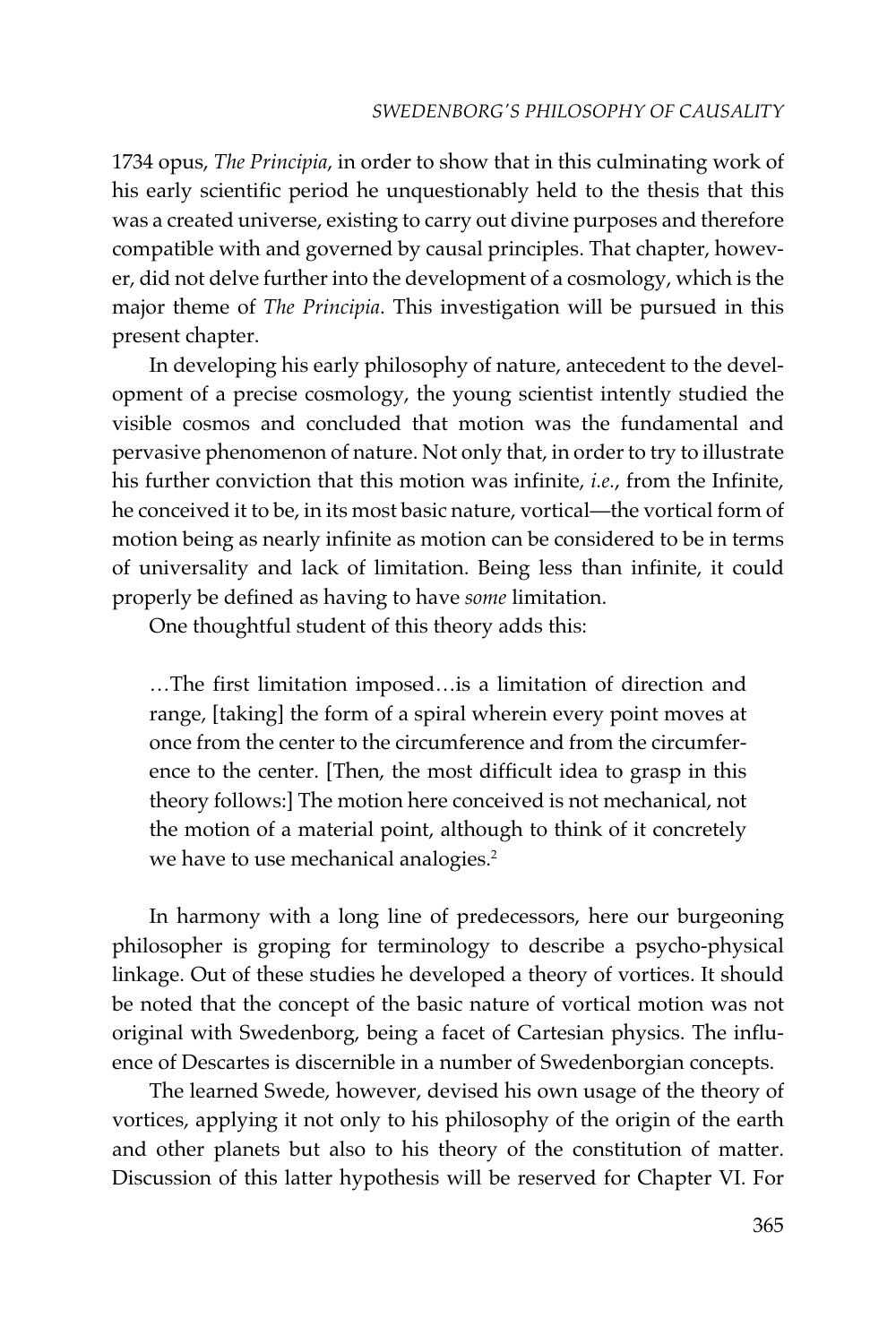1734 opus, *The Principia*, in order to show that in this culminating work of his early scientific period he unquestionably held to the thesis that this was a created universe, existing to carry out divine purposes and therefore compatible with and governed by causal principles. That chapter, however, did not delve further into the development of a cosmology, which is the major theme of *The Principia*. This investigation will be pursued in this present chapter.

In developing his early philosophy of nature, antecedent to the development of a precise cosmology, the young scientist intently studied the visible cosmos and concluded that motion was the fundamental and pervasive phenomenon of nature. Not only that, in order to try to illustrate his further conviction that this motion was infinite, *i.e.*, from the Infinite, he conceived it to be, in its most basic nature, vortical—the vortical form of motion being as nearly infinite as motion can be considered to be in terms of universality and lack of limitation. Being less than infinite, it could properly be defined as having to have *some* limitation.

One thoughtful student of this theory adds this:

> …The first limitation imposed…is a limitation of direction and range, [taking] the form of a spiral wherein every point moves at once from the center to the circumference and from the circumference to the center. [Then, the most difficult idea to grasp in this theory follows:] The motion here conceived is not mechanical, not the motion of a material point, although to think of it concretely we have to use mechanical analogies.[2]

In harmony with a long line of predecessors, here our burgeoning philosopher is groping for terminology to describe a psycho-physical linkage. Out of these studies he developed a theory of vortices. It should be noted that the concept of the basic nature of vortical motion was not original with Swedenborg, being a facet of Cartesian physics. The influence of Descartes is discernible in a number of Swedenborgian concepts.

The learned Swede, however, devised his own usage of the theory of vortices, applying it not only to his philosophy of the origin of the earth and other planets but also to his theory of the constitution of matter. Discussion of this latter hypothesis will be reserved for Chapter VI. For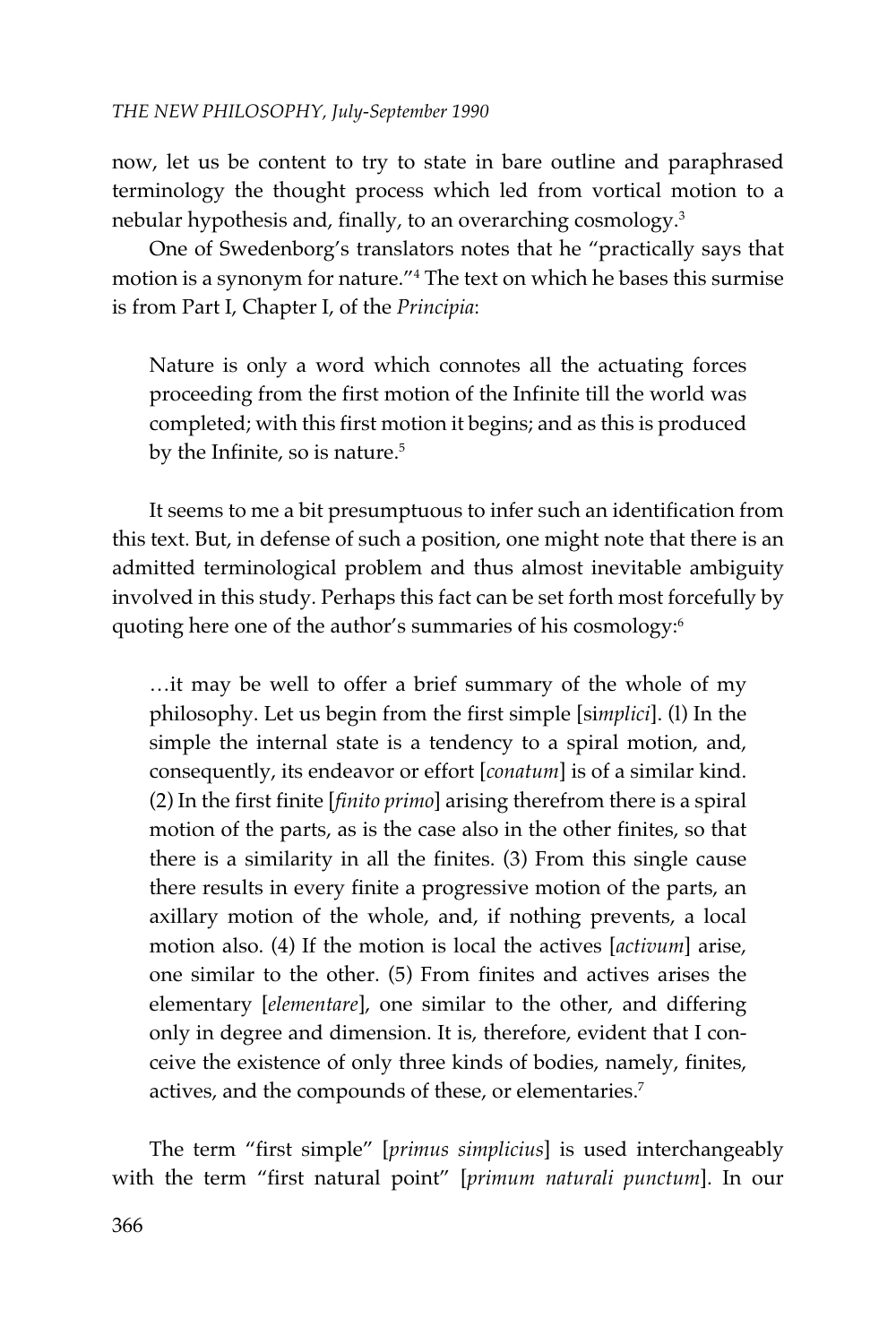now, let us be content to try to state in bare outline and paraphrased terminology the thought process which led from vortical motion to a nebular hypothesis and, finally, to an overarching cosmology.[3]

One of Swedenborg's translators notes that he "practically says that motion is a synonym for nature."[4] The text on which he bases this surmise is from Part I, Chapter I, of the *Principia*:

> Nature is only a word which connotes all the actuating forces proceeding from the first motion of the Infinite till the world was completed; with this first motion it begins; and as this is produced by the Infinite, so is nature.[5]

It seems to me a bit presumptuous to infer such an identification from this text. But, in defense of such a position, one might note that there is an admitted terminological problem and thus almost inevitable ambiguity involved in this study. Perhaps this fact can be set forth most forcefully by quoting here one of the author's summaries of his cosmology:[6]

> …it may be well to offer a brief summary of the whole of my philosophy. Let us begin from the first simple [si*mplici*]. (l) In the simple the internal state is a tendency to a spiral motion, and, consequently, its endeavor or effort [*conatum*] is of a similar kind. (2) In the first finite [*finito primo*] arising therefrom there is a spiral motion of the parts, as is the case also in the other finites, so that there is a similarity in all the finites. (3) From this single cause there results in every finite a progressive motion of the parts, an axillary motion of the whole, and, if nothing prevents, a local motion also. (4) If the motion is local the actives [*activum*] arise, one similar to the other. (5) From finites and actives arises the elementary [*elementare*], one similar to the other, and differing only in degree and dimension. It is, therefore, evident that I conceive the existence of only three kinds of bodies, namely, finites, actives, and the compounds of these, or elementaries.[7]

The term "first simple" [*primus simplicius*] is used interchangeably with the term "first natural point" [*primum naturali punctum*]. In our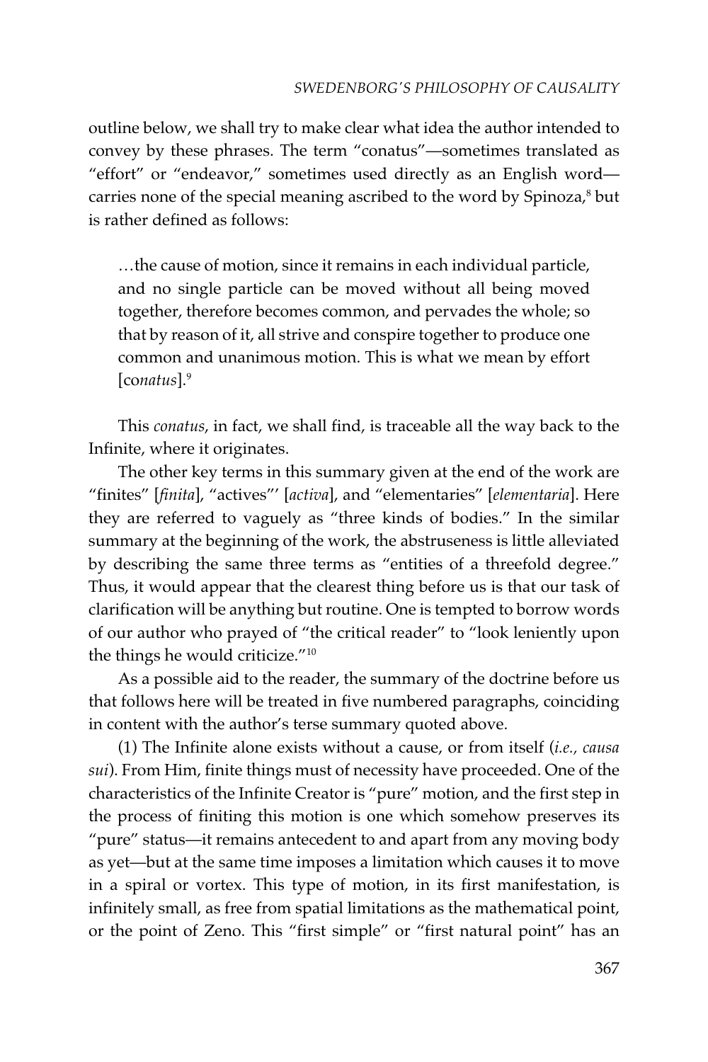outline below, we shall try to make clear what idea the author intended to convey by these phrases. The term "conatus"—sometimes translated as "effort" or "endeavor," sometimes used directly as an English word—carries none of the special meaning ascribed to the word by Spinoza,[8] but is rather defined as follows:

> …the cause of motion, since it remains in each individual particle, and no single particle can be moved without all being moved together, therefore becomes common, and pervades the whole; so that by reason of it, all strive and conspire together to produce one common and unanimous motion. This is what we mean by effort [co*natus*].[9]

This *conatus*, in fact, we shall find, is traceable all the way back to the Infinite, where it originates.

The other key terms in this summary given at the end of the work are "finites" [*finita*], "actives"' [*activa*], and "elementaries" [*elementaria*]. Here they are referred to vaguely as "three kinds of bodies." In the similar summary at the beginning of the work, the abstruseness is little alleviated by describing the same three terms as "entities of a threefold degree." Thus, it would appear that the clearest thing before us is that our task of clarification will be anything but routine. One is tempted to borrow words of our author who prayed of "the critical reader" to "look leniently upon the things he would criticize."[10]

As a possible aid to the reader, the summary of the doctrine before us that follows here will be treated in five numbered paragraphs, coinciding in content with the author's terse summary quoted above.

(1) The Infinite alone exists without a cause, or from itself (*i.e., causa sui*). From Him, finite things must of necessity have proceeded. One of the characteristics of the Infinite Creator is "pure" motion, and the first step in the process of finiting this motion is one which somehow preserves its "pure" status—it remains antecedent to and apart from any moving body as yet—but at the same time imposes a limitation which causes it to move in a spiral or vortex. This type of motion, in its first manifestation, is infinitely small, as free from spatial limitations as the mathematical point, or the point of Zeno. This "first simple" or "first natural point" has an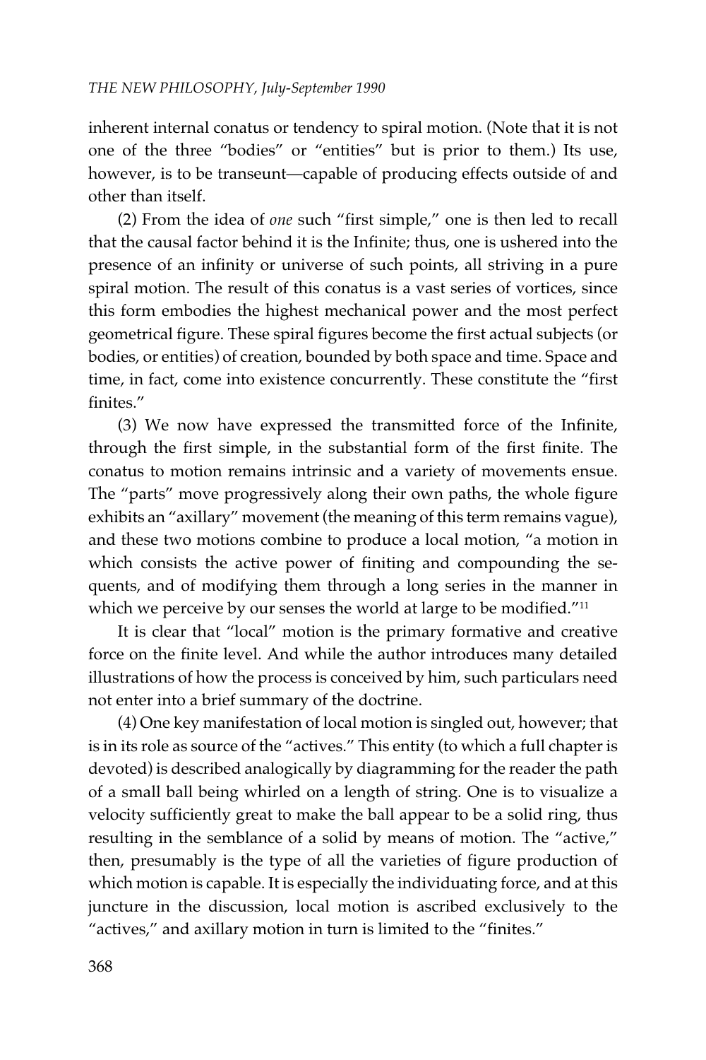inherent internal conatus or tendency to spiral motion. (Note that it is not one of the three "bodies" or "entities" but is prior to them.) Its use, however, is to be transeunt—capable of producing effects outside of and other than itself.

(2) From the idea of *one* such "first simple," one is then led to recall that the causal factor behind it is the Infinite; thus, one is ushered into the presence of an infinity or universe of such points, all striving in a pure spiral motion. The result of this conatus is a vast series of vortices, since this form embodies the highest mechanical power and the most perfect geometrical figure. These spiral figures become the first actual subjects (or bodies, or entities) of creation, bounded by both space and time. Space and time, in fact, come into existence concurrently. These constitute the "first finites."

(3) We now have expressed the transmitted force of the Infinite, through the first simple, in the substantial form of the first finite. The conatus to motion remains intrinsic and a variety of movements ensue. The "parts" move progressively along their own paths, the whole figure exhibits an "axillary" movement (the meaning of this term remains vague), and these two motions combine to produce a local motion, "a motion in which consists the active power of finiting and compounding the sequents, and of modifying them through a long series in the manner in which we perceive by our senses the world at large to be modified."[11]

It is clear that "local" motion is the primary formative and creative force on the finite level. And while the author introduces many detailed illustrations of how the process is conceived by him, such particulars need not enter into a brief summary of the doctrine.

(4) One key manifestation of local motion is singled out, however; that is in its role as source of the "actives." This entity (to which a full chapter is devoted) is described analogically by diagramming for the reader the path of a small ball being whirled on a length of string. One is to visualize a velocity sufficiently great to make the ball appear to be a solid ring, thus resulting in the semblance of a solid by means of motion. The "active," then, presumably is the type of all the varieties of figure production of which motion is capable. It is especially the individuating force, and at this juncture in the discussion, local motion is ascribed exclusively to the "actives," and axillary motion in turn is limited to the "finites."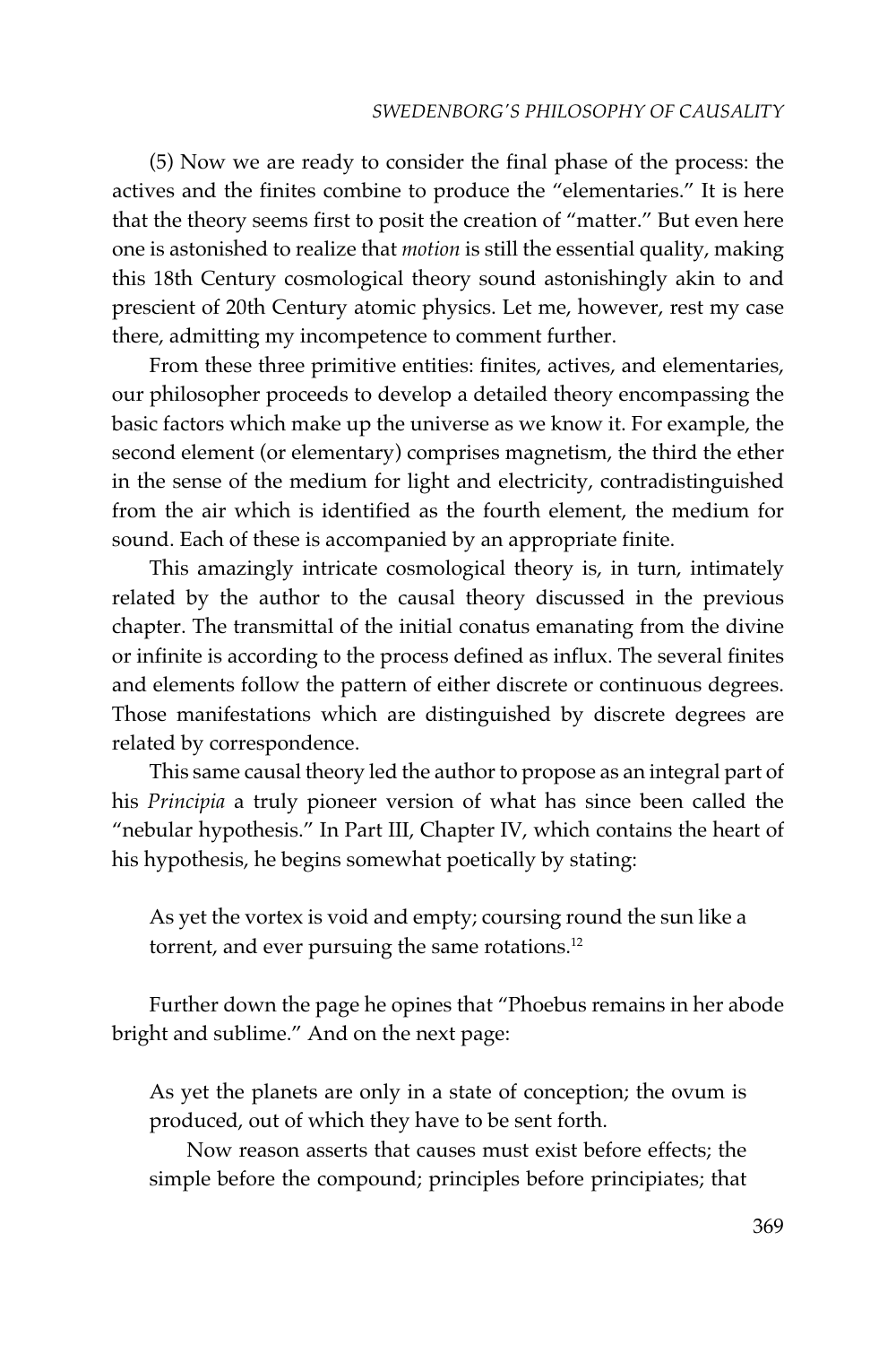(5) Now we are ready to consider the final phase of the process: the actives and the finites combine to produce the "elementaries." It is here that the theory seems first to posit the creation of "matter." But even here one is astonished to realize that *motion* is still the essential quality, making this 18th Century cosmological theory sound astonishingly akin to and prescient of 20th Century atomic physics. Let me, however, rest my case there, admitting my incompetence to comment further.

From these three primitive entities: finites, actives, and elementaries, our philosopher proceeds to develop a detailed theory encompassing the basic factors which make up the universe as we know it. For example, the second element (or elementary) comprises magnetism, the third the ether in the sense of the medium for light and electricity, contradistinguished from the air which is identified as the fourth element, the medium for sound. Each of these is accompanied by an appropriate finite.

This amazingly intricate cosmological theory is, in turn, intimately related by the author to the causal theory discussed in the previous chapter. The transmittal of the initial conatus emanating from the divine or infinite is according to the process defined as influx. The several finites and elements follow the pattern of either discrete or continuous degrees. Those manifestations which are distinguished by discrete degrees are related by correspondence.

This same causal theory led the author to propose as an integral part of his *Principia* a truly pioneer version of what has since been called the "nebular hypothesis." In Part III, Chapter IV, which contains the heart of his hypothesis, he begins somewhat poetically by stating:

> As yet the vortex is void and empty; coursing round the sun like a torrent, and ever pursuing the same rotations.[12]

Further down the page he opines that "Phoebus remains in her abode bright and sublime." And on the next page:

> As yet the planets are only in a state of conception; the ovum is produced, out of which they have to be sent forth.
>
> Now reason asserts that causes must exist before effects; the simple before the compound; principles before principiates; that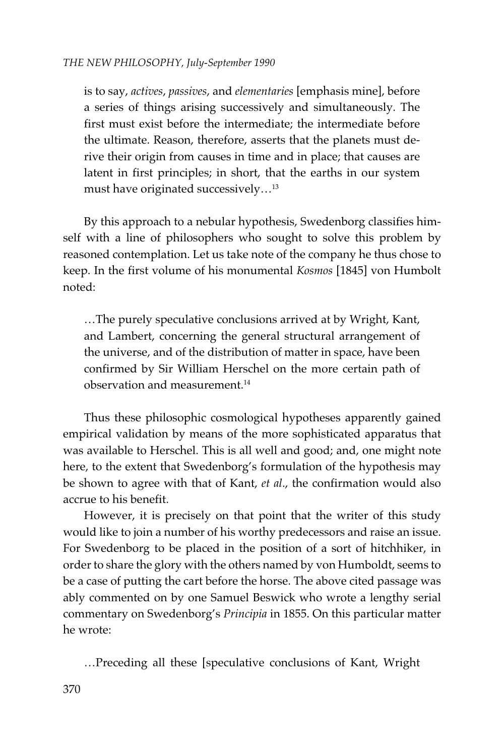> is to say, *actives*, *passives*, and *elementaries* [emphasis mine], before a series of things arising successively and simultaneously. The first must exist before the intermediate; the intermediate before the ultimate. Reason, therefore, asserts that the planets must derive their origin from causes in time and in place; that causes are latent in first principles; in short, that the earths in our system must have originated successively…[13]

By this approach to a nebular hypothesis, Swedenborg classifies himself with a line of philosophers who sought to solve this problem by reasoned contemplation. Let us take note of the company he thus chose to keep. In the first volume of his monumental *Kosmos* [1845] von Humbolt noted:

> …The purely speculative conclusions arrived at by Wright, Kant, and Lambert, concerning the general structural arrangement of the universe, and of the distribution of matter in space, have been confirmed by Sir William Herschel on the more certain path of observation and measurement.[14]

Thus these philosophic cosmological hypotheses apparently gained empirical validation by means of the more sophisticated apparatus that was available to Herschel. This is all well and good; and, one might note here, to the extent that Swedenborg's formulation of the hypothesis may be shown to agree with that of Kant, *et al*., the confirmation would also accrue to his benefit.

However, it is precisely on that point that the writer of this study would like to join a number of his worthy predecessors and raise an issue. For Swedenborg to be placed in the position of a sort of hitchhiker, in order to share the glory with the others named by von Humboldt, seems to be a case of putting the cart before the horse. The above cited passage was ably commented on by one Samuel Beswick who wrote a lengthy serial commentary on Swedenborg's *Principia* in 1855. On this particular matter he wrote:

> …Preceding all these [speculative conclusions of Kant, Wright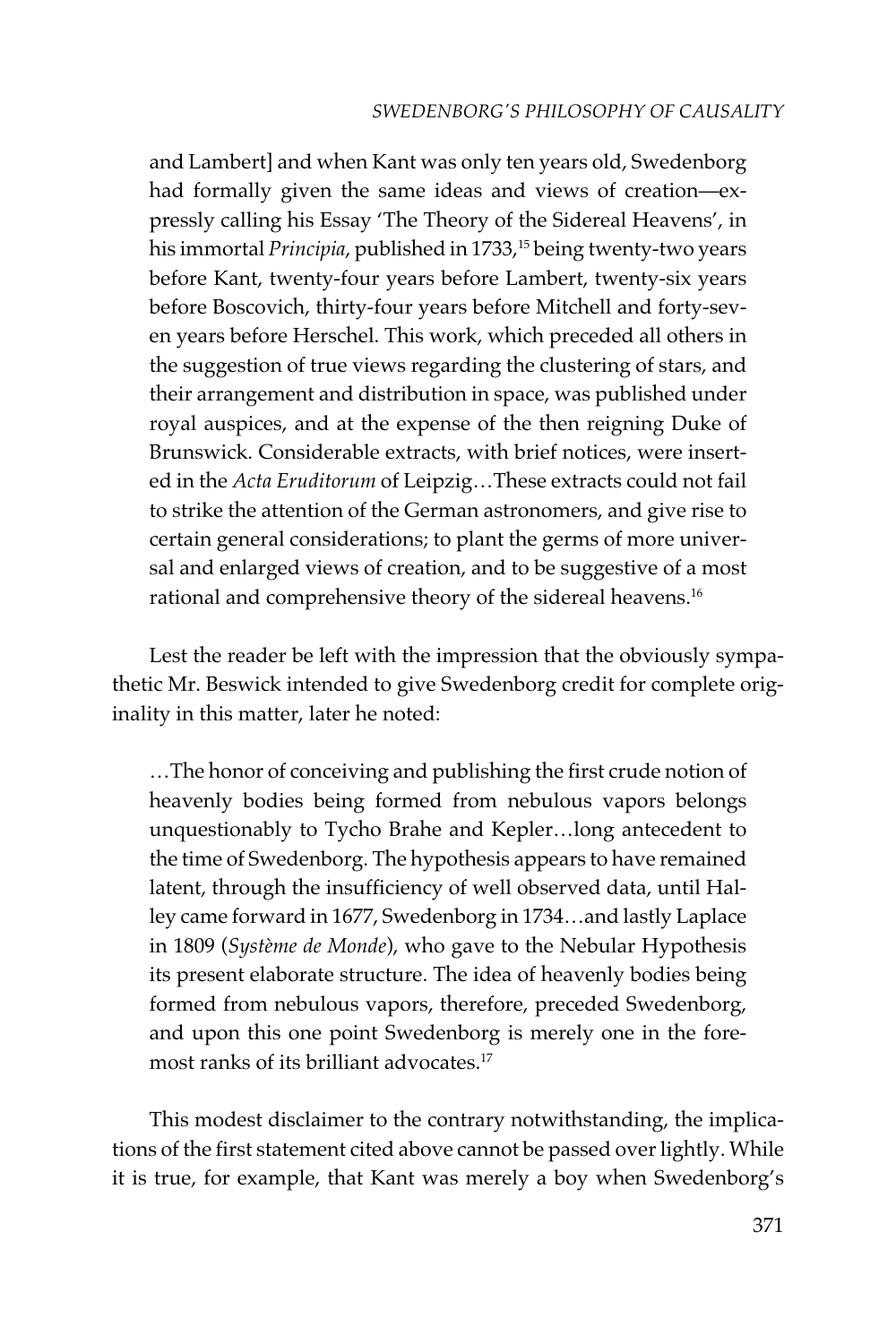and Lambert] and when Kant was only ten years old, Swedenborg had formally given the same ideas and views of creation—expressly calling his Essay 'The Theory of the Sidereal Heavens', in his immortal *Principia*, published in 1733,[15] being twenty-two years before Kant, twenty-four years before Lambert, twenty-six years before Boscovich, thirty-four years before Mitchell and forty-seven years before Herschel. This work, which preceded all others in the suggestion of true views regarding the clustering of stars, and their arrangement and distribution in space, was published under royal auspices, and at the expense of the then reigning Duke of Brunswick. Considerable extracts, with brief notices, were inserted in the *Acta Eruditorum* of Leipzig…These extracts could not fail to strike the attention of the German astronomers, and give rise to certain general considerations; to plant the germs of more universal and enlarged views of creation, and to be suggestive of a most rational and comprehensive theory of the sidereal heavens.[16]

Lest the reader be left with the impression that the obviously sympathetic Mr. Beswick intended to give Swedenborg credit for complete originality in this matter, later he noted:

> …The honor of conceiving and publishing the first crude notion of heavenly bodies being formed from nebulous vapors belongs unquestionably to Tycho Brahe and Kepler…long antecedent to the time of Swedenborg. The hypothesis appears to have remained latent, through the insufficiency of well observed data, until Halley came forward in 1677, Swedenborg in 1734…and lastly Laplace in 1809 (*Système de Monde*), who gave to the Nebular Hypothesis its present elaborate structure. The idea of heavenly bodies being formed from nebulous vapors, therefore, preceded Swedenborg, and upon this one point Swedenborg is merely one in the foremost ranks of its brilliant advocates.[17]

This modest disclaimer to the contrary notwithstanding, the implications of the first statement cited above cannot be passed over lightly. While it is true, for example, that Kant was merely a boy when Swedenborg's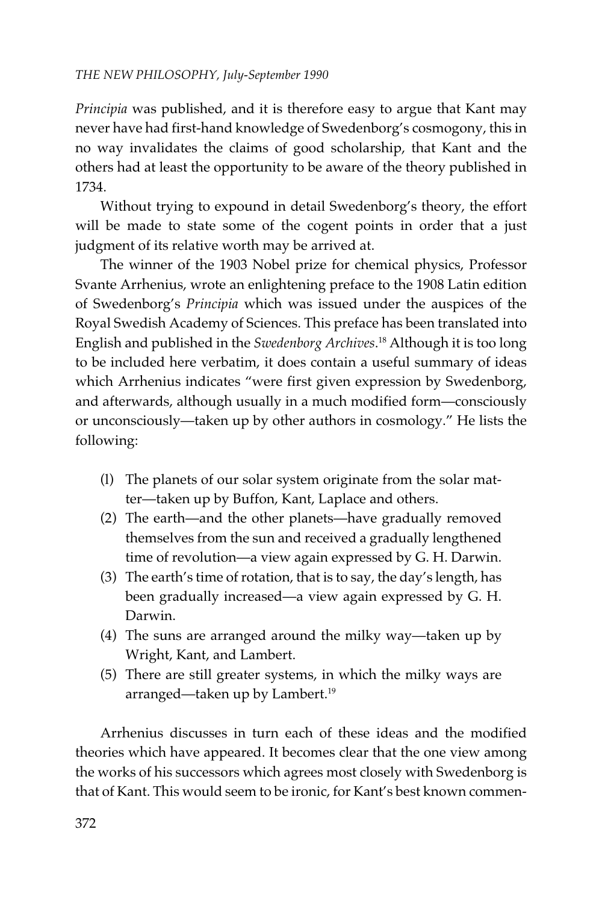*Principia* was published, and it is therefore easy to argue that Kant may never have had first-hand knowledge of Swedenborg's cosmogony, this in no way invalidates the claims of good scholarship, that Kant and the others had at least the opportunity to be aware of the theory published in 1734.

Without trying to expound in detail Swedenborg's theory, the effort will be made to state some of the cogent points in order that a just judgment of its relative worth may be arrived at.

The winner of the 1903 Nobel prize for chemical physics, Professor Svante Arrhenius, wrote an enlightening preface to the 1908 Latin edition of Swedenborg's *Principia* which was issued under the auspices of the Royal Swedish Academy of Sciences. This preface has been translated into English and published in the *Swedenborg Archives*.[18] Although it is too long to be included here verbatim, it does contain a useful summary of ideas which Arrhenius indicates "were first given expression by Swedenborg, and afterwards, although usually in a much modified form—consciously or unconsciously—taken up by other authors in cosmology." He lists the following:

(l) The planets of our solar system originate from the solar matter—taken up by Buffon, Kant, Laplace and others.
(2) The earth—and the other planets—have gradually removed themselves from the sun and received a gradually lengthened time of revolution—a view again expressed by G. H. Darwin.
(3) The earth's time of rotation, that is to say, the day's length, has been gradually increased—a view again expressed by G. H. Darwin.
(4) The suns are arranged around the milky way—taken up by Wright, Kant, and Lambert.
(5) There are still greater systems, in which the milky ways are arranged—taken up by Lambert.[19]

Arrhenius discusses in turn each of these ideas and the modified theories which have appeared. It becomes clear that the one view among the works of his successors which agrees most closely with Swedenborg is that of Kant. This would seem to be ironic, for Kant's best known commen-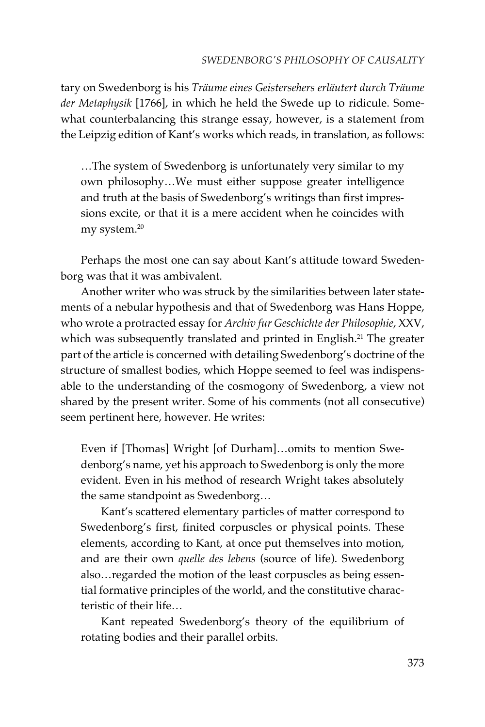tary on Swedenborg is his *Träume eines Geistersehers erläutert durch Träume der Metaphysik* [1766], in which he held the Swede up to ridicule. Somewhat counterbalancing this strange essay, however, is a statement from the Leipzig edition of Kant's works which reads, in translation, as follows:

> …The system of Swedenborg is unfortunately very similar to my own philosophy…We must either suppose greater intelligence and truth at the basis of Swedenborg's writings than first impressions excite, or that it is a mere accident when he coincides with my system.[20]

Perhaps the most one can say about Kant's attitude toward Swedenborg was that it was ambivalent.

Another writer who was struck by the similarities between later statements of a nebular hypothesis and that of Swedenborg was Hans Hoppe, who wrote a protracted essay for *Archiv fur Geschichte der Philosophie*, XXV, which was subsequently translated and printed in English.[21] The greater part of the article is concerned with detailing Swedenborg's doctrine of the structure of smallest bodies, which Hoppe seemed to feel was indispensable to the understanding of the cosmogony of Swedenborg, a view not shared by the present writer. Some of his comments (not all consecutive) seem pertinent here, however. He writes:

> Even if [Thomas] Wright [of Durham]…omits to mention Swedenborg's name, yet his approach to Swedenborg is only the more evident. Even in his method of research Wright takes absolutely the same standpoint as Swedenborg…
>
> Kant's scattered elementary particles of matter correspond to Swedenborg's first, finited corpuscles or physical points. These elements, according to Kant, at once put themselves into motion, and are their own *quelle des lebens* (source of life). Swedenborg also…regarded the motion of the least corpuscles as being essential formative principles of the world, and the constitutive characteristic of their life…
>
> Kant repeated Swedenborg's theory of the equilibrium of rotating bodies and their parallel orbits.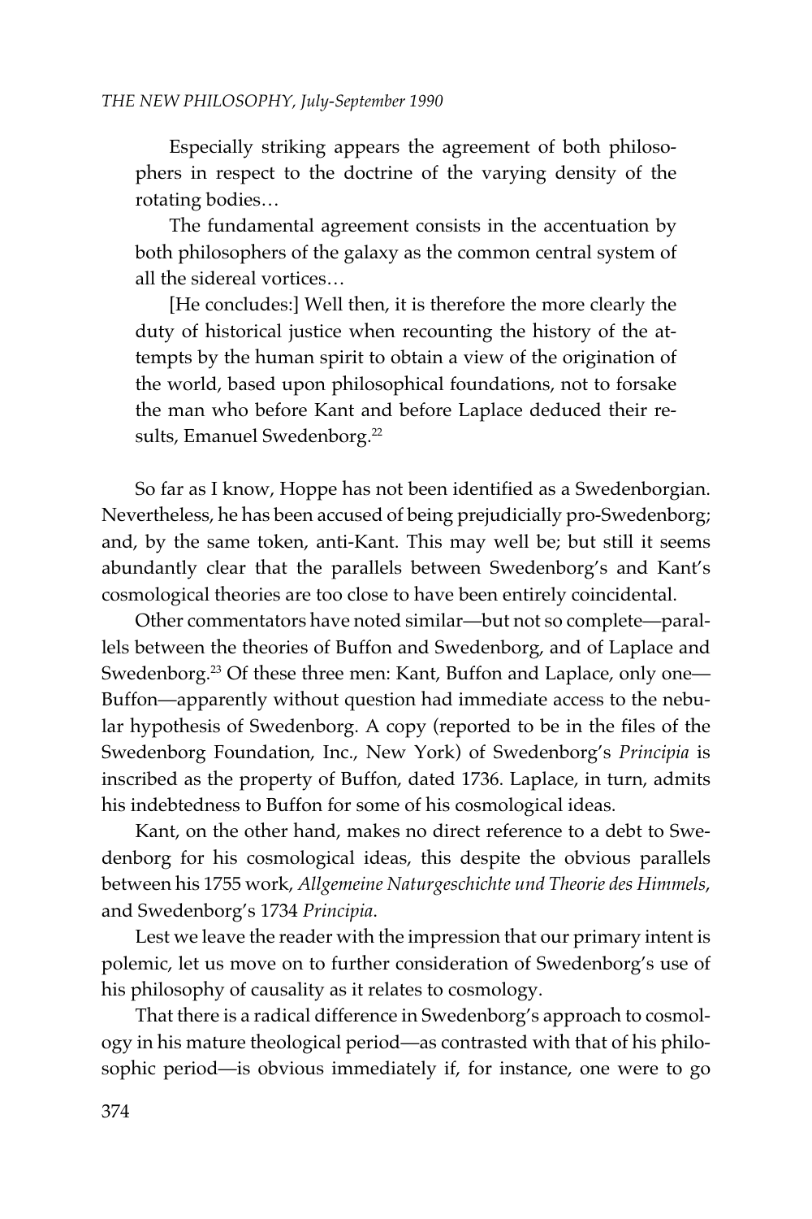> Especially striking appears the agreement of both philosophers in respect to the doctrine of the varying density of the rotating bodies…
>
> The fundamental agreement consists in the accentuation by both philosophers of the galaxy as the common central system of all the sidereal vortices…
>
> [He concludes:] Well then, it is therefore the more clearly the duty of historical justice when recounting the history of the attempts by the human spirit to obtain a view of the origination of the world, based upon philosophical foundations, not to forsake the man who before Kant and before Laplace deduced their results, Emanuel Swedenborg.[22]

So far as I know, Hoppe has not been identified as a Swedenborgian. Nevertheless, he has been accused of being prejudicially pro-Swedenborg; and, by the same token, anti-Kant. This may well be; but still it seems abundantly clear that the parallels between Swedenborg's and Kant's cosmological theories are too close to have been entirely coincidental.

Other commentators have noted similar—but not so complete—parallels between the theories of Buffon and Swedenborg, and of Laplace and Swedenborg.[23] Of these three men: Kant, Buffon and Laplace, only one—Buffon—apparently without question had immediate access to the nebular hypothesis of Swedenborg. A copy (reported to be in the files of the Swedenborg Foundation, Inc., New York) of Swedenborg's *Principia* is inscribed as the property of Buffon, dated 1736. Laplace, in turn, admits his indebtedness to Buffon for some of his cosmological ideas.

Kant, on the other hand, makes no direct reference to a debt to Swedenborg for his cosmological ideas, this despite the obvious parallels between his 1755 work, *Allgemeine Naturgeschichte und Theorie des Himmels*, and Swedenborg's 1734 *Principia.*

Lest we leave the reader with the impression that our primary intent is polemic, let us move on to further consideration of Swedenborg's use of his philosophy of causality as it relates to cosmology.

That there is a radical difference in Swedenborg's approach to cosmology in his mature theological period—as contrasted with that of his philosophic period—is obvious immediately if, for instance, one were to go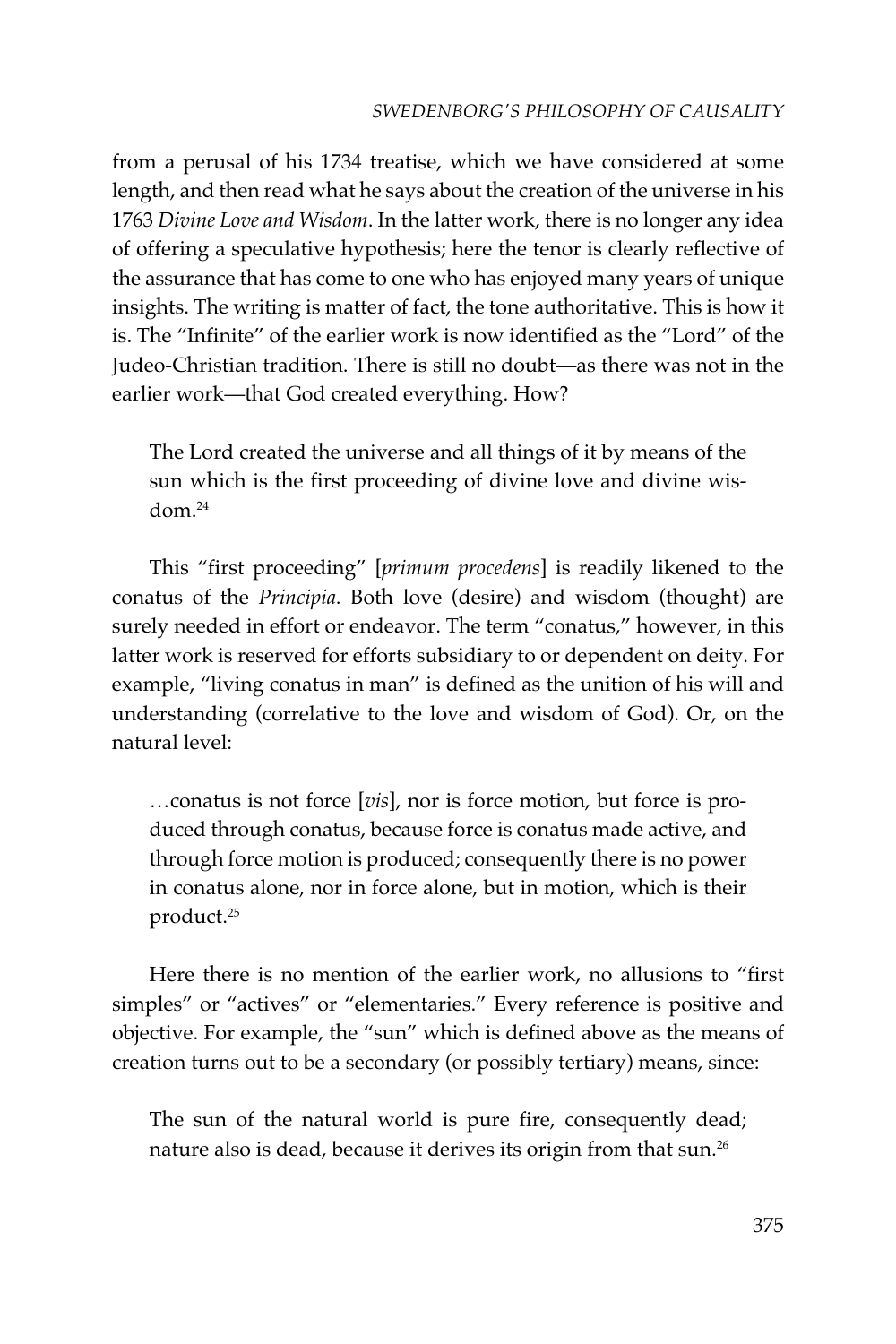from a perusal of his 1734 treatise, which we have considered at some length, and then read what he says about the creation of the universe in his 1763 *Divine Love and Wisdom*. In the latter work, there is no longer any idea of offering a speculative hypothesis; here the tenor is clearly reflective of the assurance that has come to one who has enjoyed many years of unique insights. The writing is matter of fact, the tone authoritative. This is how it is. The "Infinite" of the earlier work is now identified as the "Lord" of the Judeo-Christian tradition. There is still no doubt—as there was not in the earlier work—that God created everything. How?

> The Lord created the universe and all things of it by means of the sun which is the first proceeding of divine love and divine wisdom.[24]

This "first proceeding" [*primum procedens*] is readily likened to the conatus of the *Principia*. Both love (desire) and wisdom (thought) are surely needed in effort or endeavor. The term "conatus," however, in this latter work is reserved for efforts subsidiary to or dependent on deity. For example, "living conatus in man" is defined as the unition of his will and understanding (correlative to the love and wisdom of God). Or, on the natural level:

> …conatus is not force [*vis*], nor is force motion, but force is produced through conatus, because force is conatus made active, and through force motion is produced; consequently there is no power in conatus alone, nor in force alone, but in motion, which is their product.[25]

Here there is no mention of the earlier work, no allusions to "first simples" or "actives" or "elementaries." Every reference is positive and objective. For example, the "sun" which is defined above as the means of creation turns out to be a secondary (or possibly tertiary) means, since:

> The sun of the natural world is pure fire, consequently dead; nature also is dead, because it derives its origin from that sun.[26]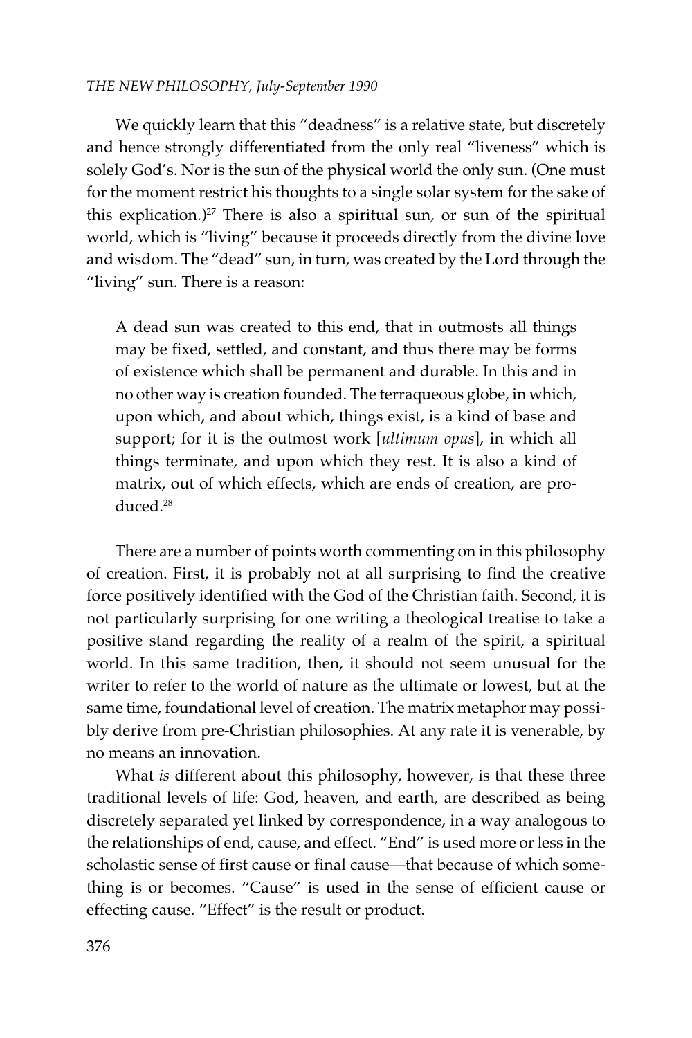We quickly learn that this "deadness" is a relative state, but discretely and hence strongly differentiated from the only real "liveness" which is solely God's. Nor is the sun of the physical world the only sun. (One must for the moment restrict his thoughts to a single solar system for the sake of this explication.)[27] There is also a spiritual sun, or sun of the spiritual world, which is "living" because it proceeds directly from the divine love and wisdom. The "dead" sun, in turn, was created by the Lord through the "living" sun. There is a reason:

> A dead sun was created to this end, that in outmosts all things may be fixed, settled, and constant, and thus there may be forms of existence which shall be permanent and durable. In this and in no other way is creation founded. The terraqueous globe, in which, upon which, and about which, things exist, is a kind of base and support; for it is the outmost work [*ultimum opus*], in which all things terminate, and upon which they rest. It is also a kind of matrix, out of which effects, which are ends of creation, are produced.[28]

There are a number of points worth commenting on in this philosophy of creation. First, it is probably not at all surprising to find the creative force positively identified with the God of the Christian faith. Second, it is not particularly surprising for one writing a theological treatise to take a positive stand regarding the reality of a realm of the spirit, a spiritual world. In this same tradition, then, it should not seem unusual for the writer to refer to the world of nature as the ultimate or lowest, but at the same time, foundational level of creation. The matrix metaphor may possibly derive from pre-Christian philosophies. At any rate it is venerable, by no means an innovation.

What *is* different about this philosophy, however, is that these three traditional levels of life: God, heaven, and earth, are described as being discretely separated yet linked by correspondence, in a way analogous to the relationships of end, cause, and effect. "End" is used more or less in the scholastic sense of first cause or final cause—that because of which something is or becomes. "Cause" is used in the sense of efficient cause or effecting cause. "Effect" is the result or product.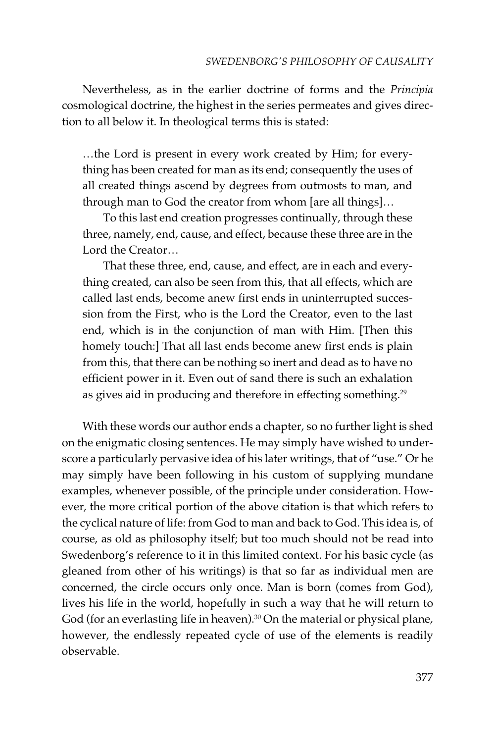Nevertheless, as in the earlier doctrine of forms and the *Principia* cosmological doctrine, the highest in the series permeates and gives direction to all below it. In theological terms this is stated:

> …the Lord is present in every work created by Him; for everything has been created for man as its end; consequently the uses of all created things ascend by degrees from outmosts to man, and through man to God the creator from whom [are all things]…
>
> To this last end creation progresses continually, through these three, namely, end, cause, and effect, because these three are in the Lord the Creator…
>
> That these three, end, cause, and effect, are in each and everything created, can also be seen from this, that all effects, which are called last ends, become anew first ends in uninterrupted succession from the First, who is the Lord the Creator, even to the last end, which is in the conjunction of man with Him. [Then this homely touch:] That all last ends become anew first ends is plain from this, that there can be nothing so inert and dead as to have no efficient power in it. Even out of sand there is such an exhalation as gives aid in producing and therefore in effecting something.[29]

With these words our author ends a chapter, so no further light is shed on the enigmatic closing sentences. He may simply have wished to underscore a particularly pervasive idea of his later writings, that of "use." Or he may simply have been following in his custom of supplying mundane examples, whenever possible, of the principle under consideration. However, the more critical portion of the above citation is that which refers to the cyclical nature of life: from God to man and back to God. This idea is, of course, as old as philosophy itself; but too much should not be read into Swedenborg's reference to it in this limited context. For his basic cycle (as gleaned from other of his writings) is that so far as individual men are concerned, the circle occurs only once. Man is born (comes from God), lives his life in the world, hopefully in such a way that he will return to God (for an everlasting life in heaven).[30] On the material or physical plane, however, the endlessly repeated cycle of use of the elements is readily observable.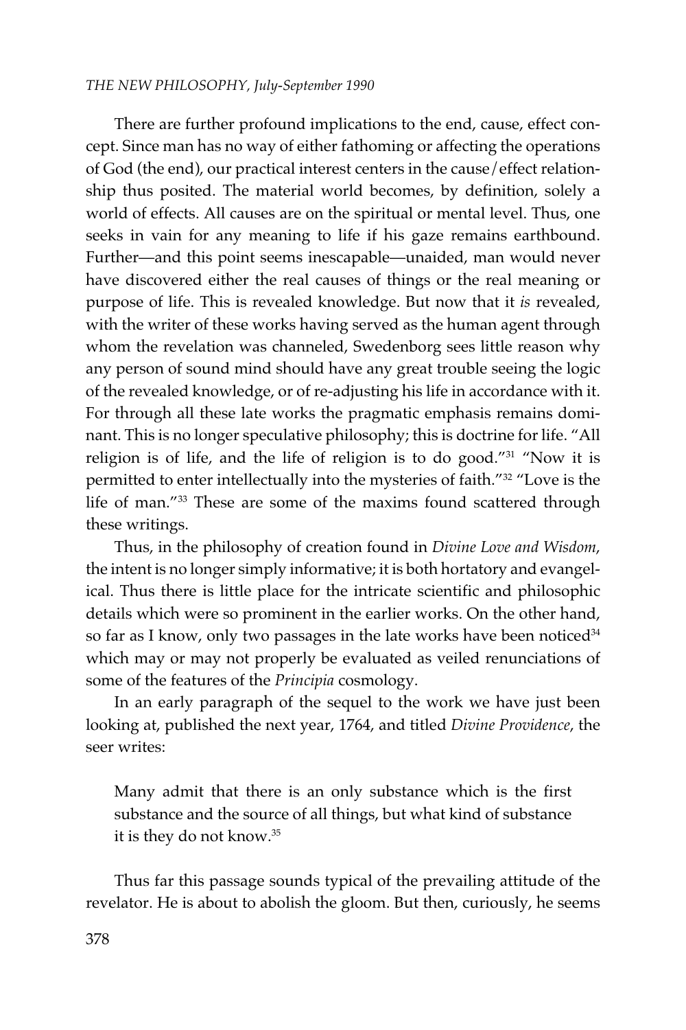There are further profound implications to the end, cause, effect concept. Since man has no way of either fathoming or affecting the operations of God (the end), our practical interest centers in the cause/effect relationship thus posited. The material world becomes, by definition, solely a world of effects. All causes are on the spiritual or mental level. Thus, one seeks in vain for any meaning to life if his gaze remains earthbound. Further—and this point seems inescapable—unaided, man would never have discovered either the real causes of things or the real meaning or purpose of life. This is revealed knowledge. But now that it *is* revealed, with the writer of these works having served as the human agent through whom the revelation was channeled, Swedenborg sees little reason why any person of sound mind should have any great trouble seeing the logic of the revealed knowledge, or of re-adjusting his life in accordance with it. For through all these late works the pragmatic emphasis remains dominant. This is no longer speculative philosophy; this is doctrine for life. "All religion is of life, and the life of religion is to do good."[31] "Now it is permitted to enter intellectually into the mysteries of faith."[32] "Love is the life of man."[33] These are some of the maxims found scattered through these writings.

Thus, in the philosophy of creation found in *Divine Love and Wisdom*, the intent is no longer simply informative; it is both hortatory and evangelical. Thus there is little place for the intricate scientific and philosophic details which were so prominent in the earlier works. On the other hand, so far as I know, only two passages in the late works have been noticed[34] which may or may not properly be evaluated as veiled renunciations of some of the features of the *Principia* cosmology.

In an early paragraph of the sequel to the work we have just been looking at, published the next year, 1764, and titled *Divine Providence*, the seer writes:

> Many admit that there is an only substance which is the first substance and the source of all things, but what kind of substance it is they do not know.[35]

Thus far this passage sounds typical of the prevailing attitude of the revelator. He is about to abolish the gloom. But then, curiously, he seems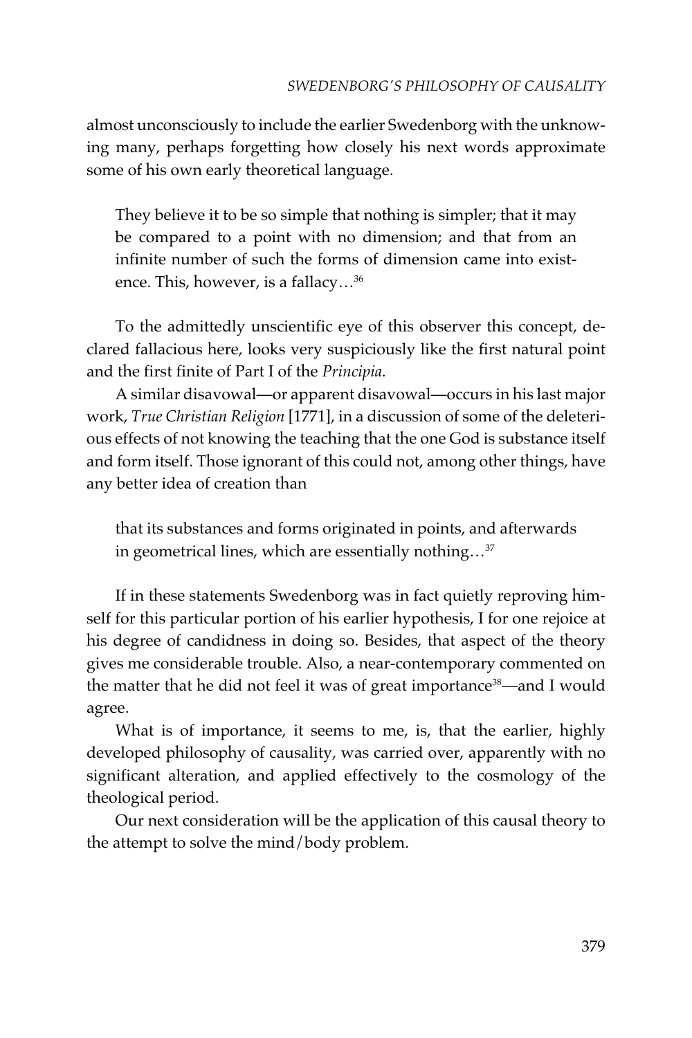almost unconsciously to include the earlier Swedenborg with the unknowing many, perhaps forgetting how closely his next words approximate some of his own early theoretical language.

> They believe it to be so simple that nothing is simpler; that it may be compared to a point with no dimension; and that from an infinite number of such the forms of dimension came into existence. This, however, is a fallacy…[36]

To the admittedly unscientific eye of this observer this concept, declared fallacious here, looks very suspiciously like the first natural point and the first finite of Part I of the *Principia*.

A similar disavowal—or apparent disavowal—occurs in his last major work, *True Christian Religion* [1771], in a discussion of some of the deleterious effects of not knowing the teaching that the one God is substance itself and form itself. Those ignorant of this could not, among other things, have any better idea of creation than

> that its substances and forms originated in points, and afterwards in geometrical lines, which are essentially nothing…[37]

If in these statements Swedenborg was in fact quietly reproving himself for this particular portion of his earlier hypothesis, I for one rejoice at his degree of candidness in doing so. Besides, that aspect of the theory gives me considerable trouble. Also, a near-contemporary commented on the matter that he did not feel it was of great importance[38]—and I would agree.

What is of importance, it seems to me, is, that the earlier, highly developed philosophy of causality, was carried over, apparently with no significant alteration, and applied effectively to the cosmology of the theological period.

Our next consideration will be the application of this causal theory to the attempt to solve the mind/body problem.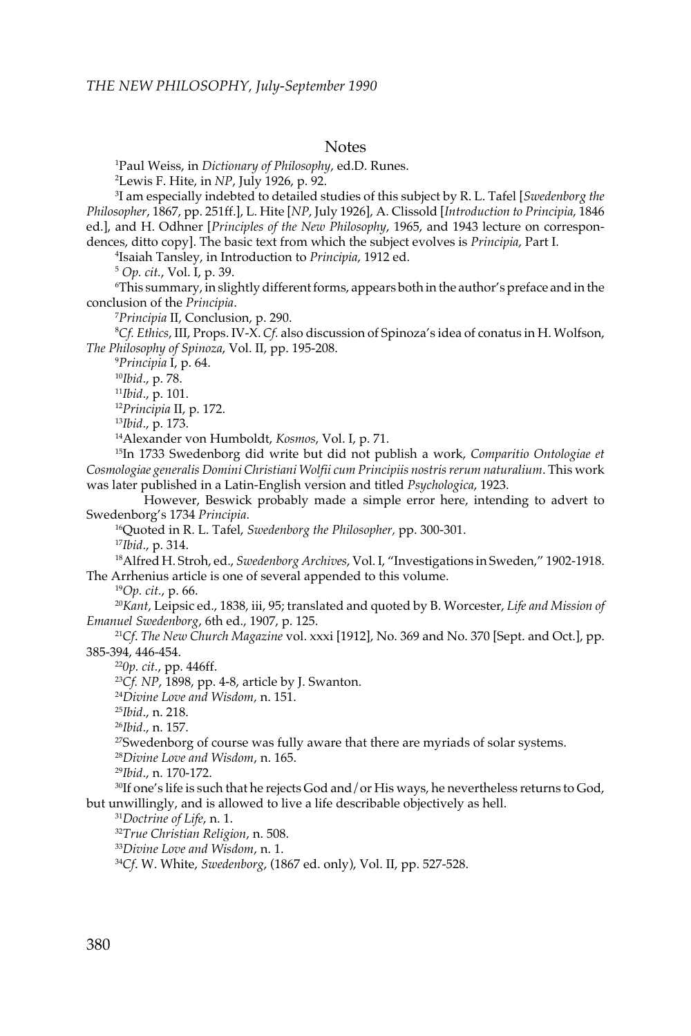## Notes

[1]Paul Weiss, in *Dictionary of Philosophy*, ed.D. Runes.

[2]Lewis F. Hite, in *NP*, July 1926, p. 92.

[3]I am especially indebted to detailed studies of this subject by R. L. Tafel [*Swedenborg the Philosopher*, 1867, pp. 251ff.], L. Hite [*NP*, July 1926], A. Clissold [*Introduction to Principia*, 1846 ed.], and H. Odhner [*Principles of the New Philosophy*, 1965, and 1943 lecture on correspondences, ditto copy]. The basic text from which the subject evolves is *Principia*, Part I.

[4]Isaiah Tansley, in Introduction to *Principia*, 1912 ed.

[5] *Op. cit.*, Vol. I, p. 39.

[6]This summary, in slightly different forms, appears both in the author's preface and in the conclusion of the *Principia*.

[7]*Principia* II, Conclusion, p. 290.

[8]*Cf. Ethics*, III, Props. IV-X. *Cf.* also discussion of Spinoza's idea of conatus in H. Wolfson, *The Philosophy of Spinoza*, Vol. II, pp. 195-208.

[9]*Principia* I, p. 64.

[10]*Ibid*., p. 78.

[11]*Ibid*., p. 101.

[12]*Principia* II, p. 172.

[13]*Ibid*., p. 173.

[14]Alexander von Humboldt, *Kosmos*, Vol. I, p. 71.

[15]In 1733 Swedenborg did write but did not publish a work, *Comparitio Ontologiae et Cosmologiae generalis Domini Christiani Wolfii cum Principiis nostris rerum naturalium*. This work was later published in a Latin-English version and titled *Psychologica*, 1923.

However, Beswick probably made a simple error here, intending to advert to Swedenborg's 1734 *Principia*.

[16]Quoted in R. L. Tafel, *Swedenborg the Philosopher,* pp. 300-301.

[17]*Ibid*., p. 314.

[18]Alfred H. Stroh, ed., *Swedenborg Archives*, Vol. I, "Investigations in Sweden," 1902-1918. The Arrhenius article is one of several appended to this volume.

[19]*Op. cit*., p. 66.

[20]*Kant*, Leipsic ed., 1838, iii, 95; translated and quoted by B. Worcester, *Life and Mission of Emanuel Swedenborg*, 6th ed., 1907, p. 125.

[21]*Cf. The New Church Magazine* vol. xxxi [1912], No. 369 and No. 370 [Sept. and Oct.], pp. 385-394, 446-454.

[22]*0p. cit*., pp. 446ff.

[23]*Cf. NP*, 1898, pp. 4-8, article by J. Swanton.

[24]*Divine Love and Wisdom,* n. 151.

[25]*Ibid*., n. 218.

[26]*Ibid*., n. 157.

[27]Swedenborg of course was fully aware that there are myriads of solar systems.

[28]*Divine Love and Wisdom*, n. 165.

[29]*Ibid*., n. 170-172.

[30]If one's life is such that he rejects God and/or His ways, he nevertheless returns to God, but unwillingly, and is allowed to live a life describable objectively as hell.

[31]*Doctrine of Life*, n. 1.

[32]*True Christian Religion*, n. 508.

[33]*Divine Love and Wisdom*, n. 1.

[34]*Cf.* W. White, *Swedenborg*, (1867 ed. only), Vol. II, pp. 527-528.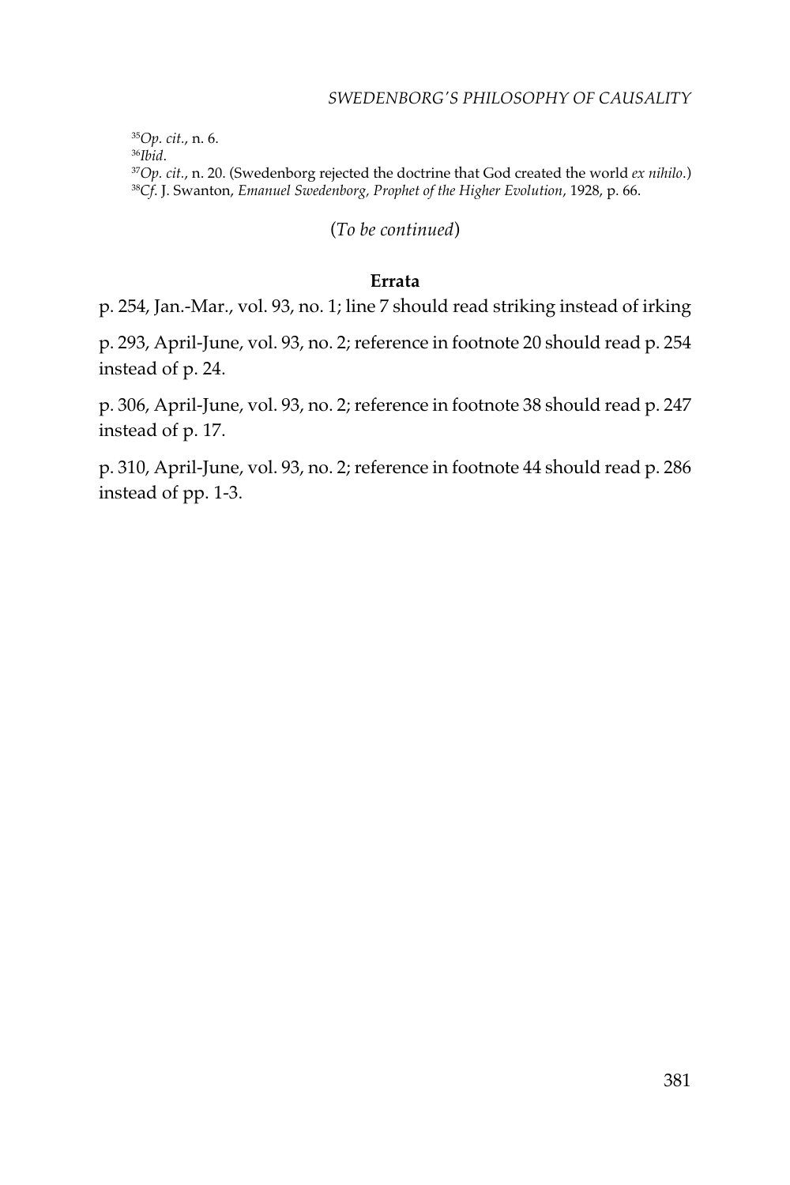[35]*Op. cit.*, n. 6.
[36]*Ibid*.
[37]*Op. cit.*, n. 20. (Swedenborg rejected the doctrine that God created the world *ex nihilo*.)
[38]*Cf.* J. Swanton, *Emanuel Swedenborg, Prophet of the Higher Evolution*, 1928, p. 66.

(*To be continued*)

**Errata**

p. 254, Jan.-Mar., vol. 93, no. 1; line 7 should read striking instead of irking

p. 293, April-June, vol. 93, no. 2; reference in footnote 20 should read p. 254 instead of p. 24.

p. 306, April-June, vol. 93, no. 2; reference in footnote 38 should read p. 247 instead of p. 17.

p. 310, April-June, vol. 93, no. 2; reference in footnote 44 should read p. 286 instead of pp. 1-3.